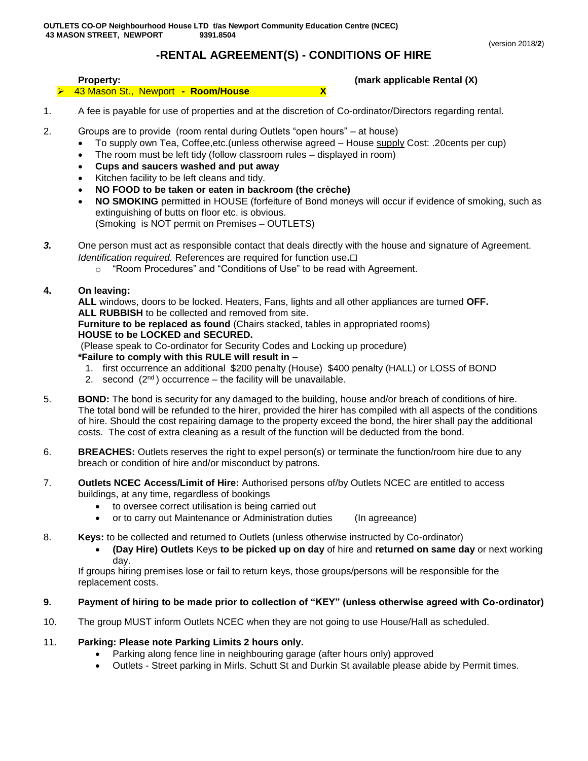**OUTLETS CO-OP Neighbourhood House LTD t/as Newport Community Education Centre (NCEC)**
**43 MASON STREET, NEWPORT 9391.8504**

(version 2018/**2**)

# -RENTAL AGREEMENT(S) - CONDITIONS OF HIRE

**Property:** **(mark applicable Rental (X)**

- 43 Mason St., Newport **- Room/House** **X**

1. A fee is payable for use of properties and at the discretion of Co-ordinator/Directors regarding rental.

2. Groups are to provide (room rental during Outlets "open hours" – at house)
   - To supply own Tea, Coffee,etc.(unless otherwise agreed – House supply Cost: .20cents per cup)
   - The room must be left tidy (follow classroom rules – displayed in room)
   - **Cups and saucers washed and put away**
   - Kitchen facility to be left cleans and tidy.
   - **NO FOOD to be taken or eaten in backroom (the crèche)**
   - **NO SMOKING** permitted in HOUSE (forfeiture of Bond moneys will occur if evidence of smoking, such as extinguishing of butts on floor etc. is obvious.
     (Smoking is NOT permit on Premises – OUTLETS)

***3.*** One person must act as responsible contact that deals directly with the house and signature of Agreement. *Identification required.* References are required for function use**.**☐
   - "Room Procedures" and "Conditions of Use" to be read with Agreement.

**4. On leaving:**
**ALL** windows, doors to be locked. Heaters, Fans, lights and all other appliances are turned **OFF.**
**ALL RUBBISH** to be collected and removed from site.
**Furniture to be replaced as found** (Chairs stacked, tables in appropriated rooms)
**HOUSE to be LOCKED and SECURED.**
(Please speak to Co-ordinator for Security Codes and Locking up procedure)
**\*Failure to comply with this RULE will result in –**
   1. first occurrence an additional $200 penalty (House) $400 penalty (HALL) or LOSS of BOND
   2. second (2nd) occurrence – the facility will be unavailable.

5. **BOND:** The bond is security for any damaged to the building, house and/or breach of conditions of hire. The total bond will be refunded to the hirer, provided the hirer has compiled with all aspects of the conditions of hire. Should the cost repairing damage to the property exceed the bond, the hirer shall pay the additional costs. The cost of extra cleaning as a result of the function will be deducted from the bond.

6. **BREACHES:** Outlets reserves the right to expel person(s) or terminate the function/room hire due to any breach or condition of hire and/or misconduct by patrons.

7. **Outlets NCEC Access/Limit of Hire:** Authorised persons of/by Outlets NCEC are entitled to access buildings, at any time, regardless of bookings
   - to oversee correct utilisation is being carried out
   - or to carry out Maintenance or Administration duties (In agreeance)

8. **Keys:** to be collected and returned to Outlets (unless otherwise instructed by Co-ordinator)
   - **(Day Hire) Outlets** Keys **to be picked up on day** of hire and **returned on same day** or next working day.

   If groups hiring premises lose or fail to return keys, those groups/persons will be responsible for the replacement costs.

**9. Payment of hiring to be made prior to collection of "KEY" (unless otherwise agreed with Co-ordinator)**

10. The group MUST inform Outlets NCEC when they are not going to use House/Hall as scheduled.

11. **Parking: Please note Parking Limits 2 hours only.**
   - Parking along fence line in neighbouring garage (after hours only) approved
   - Outlets - Street parking in Mirls. Schutt St and Durkin St available please abide by Permit times.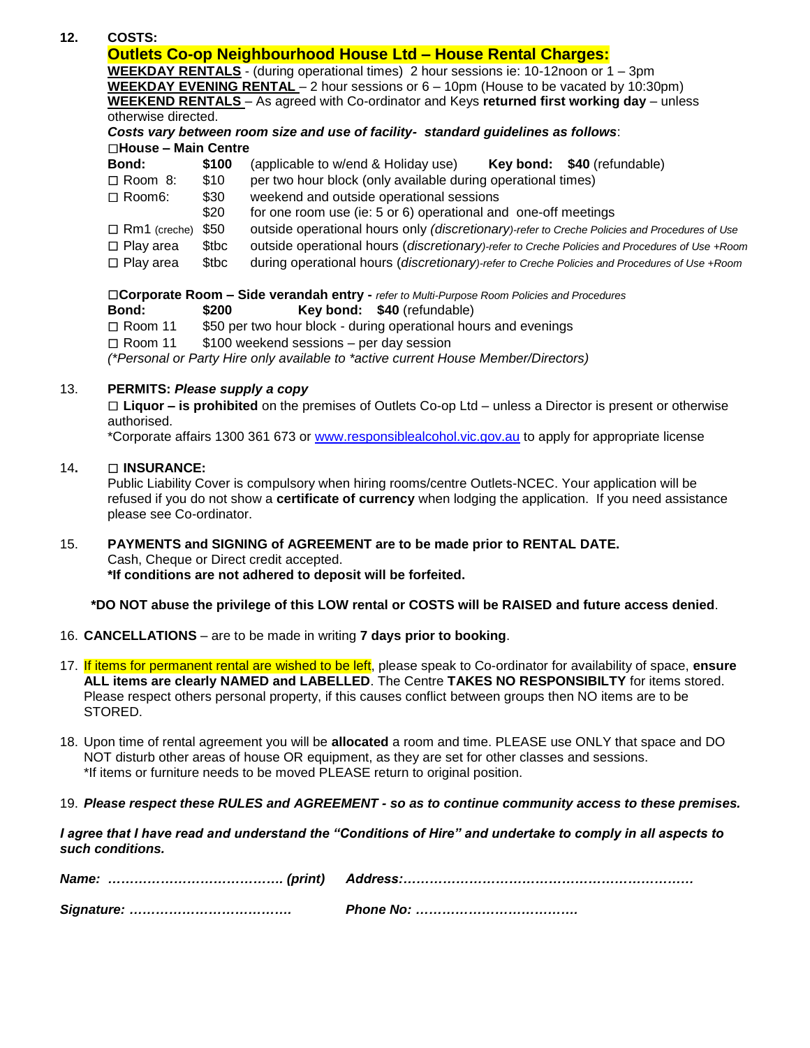**12. COSTS:**

**Outlets Co-op Neighbourhood House Ltd – House Rental Charges:**

**WEEKDAY RENTALS** - (during operational times) 2 hour sessions ie: 10-12noon or 1 – 3pm
**WEEKDAY EVENING RENTAL** – 2 hour sessions or 6 – 10pm (House to be vacated by 10:30pm)
**WEEKEND RENTALS** – As agreed with Co-ordinator and Keys **returned first working day** – unless otherwise directed.

***Costs vary between room size and use of facility- standard guidelines as follows***:

☐**House – Main Centre**

| | | |
|---|---|---|
| **Bond:** | **$100** | (applicable to w/end & Holiday use) **Key bond: $40** (refundable) |
| ☐ Room 8: | $10 | per two hour block (only available during operational times) |
| ☐ Room6: | $30 | weekend and outside operational sessions |
| | $20 | for one room use (ie: 5 or 6) operational and one-off meetings |
| ☐ Rm1 (creche) | $50 | outside operational hours only *(discretionary)-refer to Creche Policies and Procedures of Use* |
| ☐ Play area | $tbc | outside operational hours (*discretionary)-refer to Creche Policies and Procedures of Use +Room* |
| ☐ Play area | $tbc | during operational hours (*discretionary)-refer to Creche Policies and Procedures of Use +Room* |

☐**Corporate Room – Side verandah entry -** *refer to Multi-Purpose Room Policies and Procedures*

**Bond: $200 Key bond: $40** (refundable)
☐ Room 11 $50 per two hour block - during operational hours and evenings
☐ Room 11 $100 weekend sessions – per day session
*(\*Personal or Party Hire only available to \*active current House Member/Directors)*

13. **PERMITS: *Please supply a copy***
☐ **Liquor – is prohibited** on the premises of Outlets Co-op Ltd – unless a Director is present or otherwise authorised.
*Corporate affairs 1300 361 673 or www.responsiblealcohol.vic.gov.au to apply for appropriate license

14. ☐ **INSURANCE:**
Public Liability Cover is compulsory when hiring rooms/centre Outlets-NCEC. Your application will be refused if you do not show a **certificate of currency** when lodging the application. If you need assistance please see Co-ordinator.

15. **PAYMENTS and SIGNING of AGREEMENT are to be made prior to RENTAL DATE.**
Cash, Cheque or Direct credit accepted.
**\*If conditions are not adhered to deposit will be forfeited.**

**\*DO NOT abuse the privilege of this LOW rental or COSTS will be RAISED and future access denied**.

16. **CANCELLATIONS** – are to be made in writing **7 days prior to booking**.

17. If items for permanent rental are wished to be left, please speak to Co-ordinator for availability of space, **ensure ALL items are clearly NAMED and LABELLED**. The Centre **TAKES NO RESPONSIBILTY** for items stored. Please respect others personal property, if this causes conflict between groups then NO items are to be STORED.

18. Upon time of rental agreement you will be **allocated** a room and time. PLEASE use ONLY that space and DO NOT disturb other areas of house OR equipment, as they are set for other classes and sessions.
*If items or furniture needs to be moved PLEASE return to original position.

19. ***Please respect these RULES and AGREEMENT - so as to continue community access to these premises.***

***I agree that I have read and understand the "Conditions of Hire" and undertake to comply in all aspects to such conditions.***

***Name: …………………………………. (print)*** ***Address:…………………………………………………………***

***Signature: ……………………………….*** ***Phone No: ……………………………….***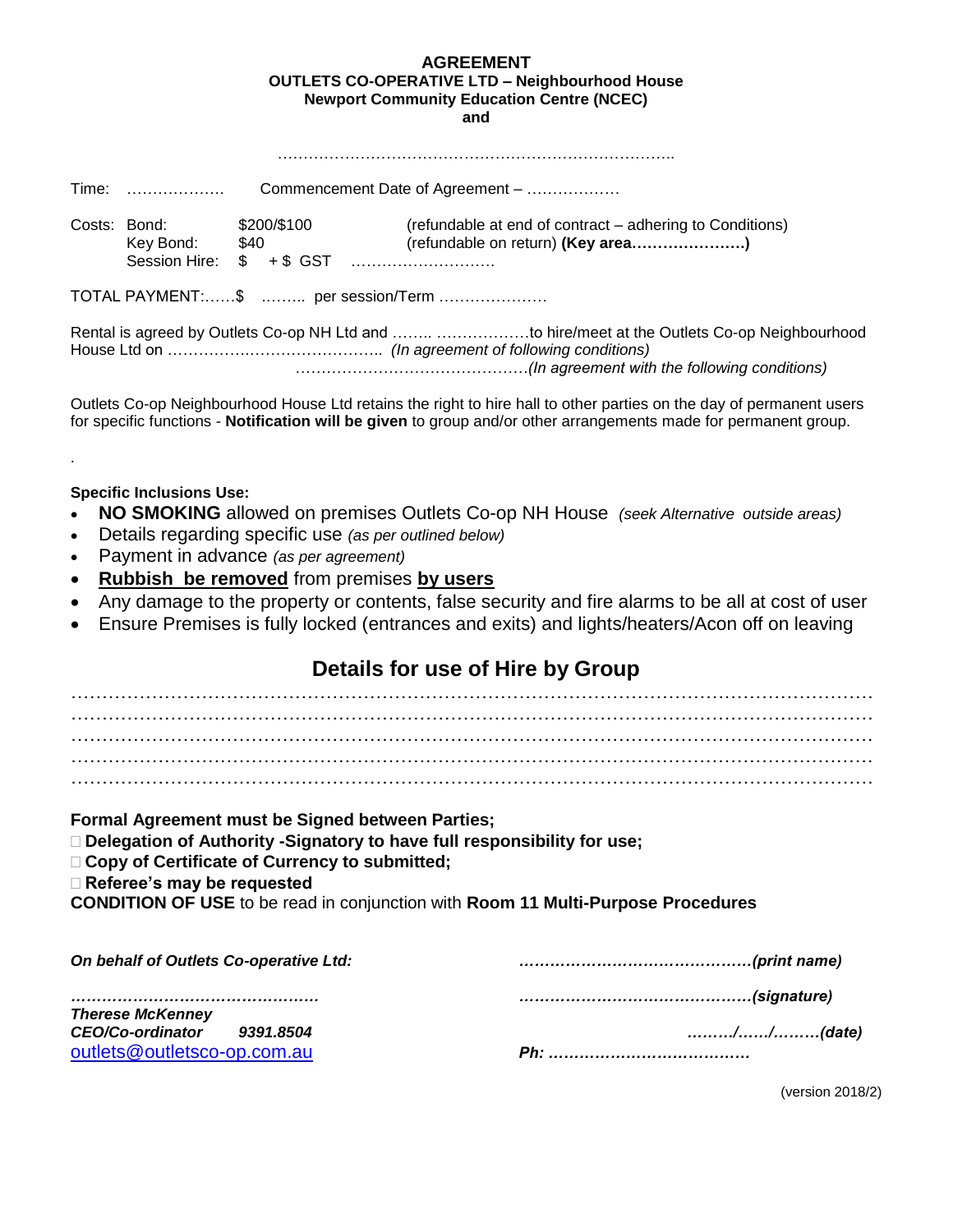**AGREEMENT**
**OUTLETS CO-OPERATIVE LTD – Neighbourhood House**
**Newport Community Education Centre (NCEC)**
**and**

…………………………………………………………………..

Time: ………………. Commencement Date of Agreement – ………………

Costs: Bond: $200/$100 (refundable at end of contract – adhering to Conditions)
Key Bond: $40 (refundable on return) **(Key area………………….)**
Session Hire: $ + $ GST ……………………….

TOTAL PAYMENT:……$ …….. per session/Term …………………

Rental is agreed by Outlets Co-op NH Ltd and …….. ………………to hire/meet at the Outlets Co-op Neighbourhood House Ltd on …………………………………….. *(In agreement of following conditions)*
*………………………………………(In agreement with the following conditions)*

Outlets Co-op Neighbourhood House Ltd retains the right to hire hall to other parties on the day of permanent users for specific functions - **Notification will be given** to group and/or other arrangements made for permanent group.

.

**Specific Inclusions Use:**

- **NO SMOKING** allowed on premises Outlets Co-op NH House *(seek Alternative outside areas)*
- Details regarding specific use *(as per outlined below)*
- Payment in advance *(as per agreement)*
- **Rubbish be removed** from premises **by users**
- Any damage to the property or contents, false security and fire alarms to be all at cost of user
- Ensure Premises is fully locked (entrances and exits) and lights/heaters/Acon off on leaving

## Details for use of Hire by Group

……………………………………………………………………………………………………………
……………………………………………………………………………………………………………
……………………………………………………………………………………………………………
……………………………………………………………………………………………………………
……………………………………………………………………………………………………………

**Formal Agreement must be Signed between Parties;**
☐ **Delegation of Authority -Signatory to have full responsibility for use;**
☐ **Copy of Certificate of Currency to submitted;**
☐ **Referee's may be requested**
**CONDITION OF USE** to be read in conjunction with **Room 11 Multi-Purpose Procedures**

***On behalf of Outlets Co-operative Ltd:*** ***………………………………………(print name)***

***…………………………………………*** ***………………………………………(signature)***
***Therese McKenney***
***CEO/Co-ordinator 9391.8504*** ***………/……/………(date)***
outlets@outletsco-op.com.au ***Ph: …………………………………***

(version 2018/2)